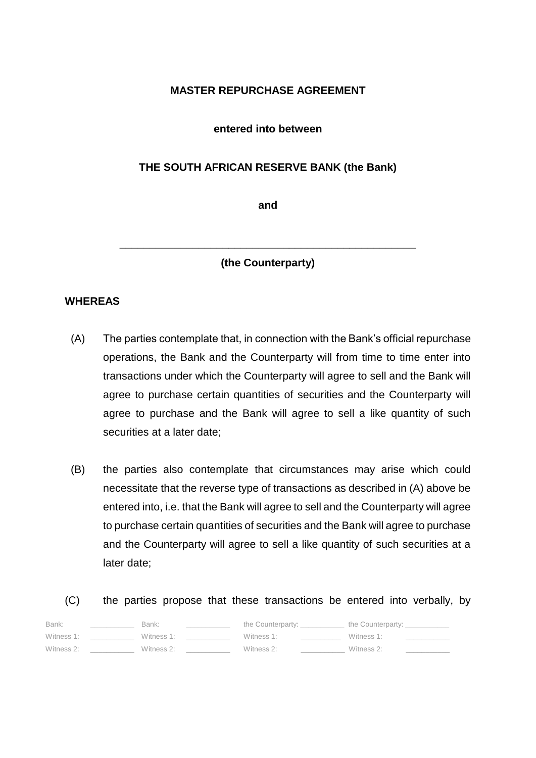**MASTER REPURCHASE AGREEMENT**

**entered into between**

**THE SOUTH AFRICAN RESERVE BANK (the Bank)**

**and**

\_\_\_\_\_\_\_\_\_\_\_\_\_\_\_\_\_\_\_\_\_\_\_\_\_\_\_\_\_\_\_\_\_\_\_\_\_\_\_\_\_\_\_\_\_\_\_\_\_\_\_\_

**(the Counterparty)**

**WHEREAS**

(A) The parties contemplate that, in connection with the Bank's official repurchase operations, the Bank and the Counterparty will from time to time enter into transactions under which the Counterparty will agree to sell and the Bank will agree to purchase certain quantities of securities and the Counterparty will agree to purchase and the Bank will agree to sell a like quantity of such securities at a later date;

(B) the parties also contemplate that circumstances may arise which could necessitate that the reverse type of transactions as described in (A) above be entered into, i.e. that the Bank will agree to sell and the Counterparty will agree to purchase certain quantities of securities and the Bank will agree to purchase and the Counterparty will agree to sell a like quantity of such securities at a later date;

(C) the parties propose that these transactions be entered into verbally, by

| Bank: | \_\_\_\_\_\_\_\_\_\_ | Bank: | \_\_\_\_\_\_\_\_\_\_ | the Counterparty: | \_\_\_\_\_\_\_\_\_\_ | the Counterparty: | \_\_\_\_\_\_\_\_\_\_ |
|---|---|---|---|---|---|---|---|
| Witness 1: | \_\_\_\_\_\_\_\_\_\_ | Witness 1: | \_\_\_\_\_\_\_\_\_\_ | Witness 1: | \_\_\_\_\_\_\_\_\_\_ | Witness 1: | \_\_\_\_\_\_\_\_\_\_ |
| Witness 2: | \_\_\_\_\_\_\_\_\_\_ | Witness 2: | \_\_\_\_\_\_\_\_\_\_ | Witness 2: | \_\_\_\_\_\_\_\_\_\_ | Witness 2: | \_\_\_\_\_\_\_\_\_\_ |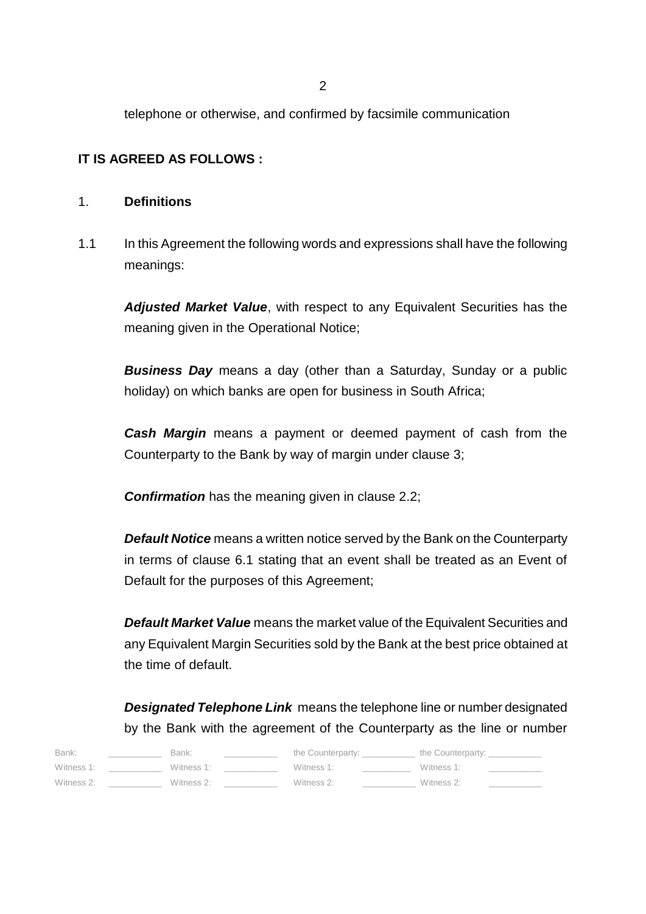telephone or otherwise, and confirmed by facsimile communication

**IT IS AGREED AS FOLLOWS :**

1. **Definitions**

1.1 In this Agreement the following words and expressions shall have the following meanings:

***Adjusted Market Value***, with respect to any Equivalent Securities has the meaning given in the Operational Notice;

***Business Day*** means a day (other than a Saturday, Sunday or a public holiday) on which banks are open for business in South Africa;

***Cash Margin*** means a payment or deemed payment of cash from the Counterparty to the Bank by way of margin under clause 3;

***Confirmation*** has the meaning given in clause 2.2;

***Default Notice*** means a written notice served by the Bank on the Counterparty in terms of clause 6.1 stating that an event shall be treated as an Event of Default for the purposes of this Agreement;

***Default Market Value*** means the market value of the Equivalent Securities and any Equivalent Margin Securities sold by the Bank at the best price obtained at the time of default.

***Designated Telephone Link*** means the telephone line or number designated by the Bank with the agreement of the Counterparty as the line or number

| Bank: | ________ | Bank: | ________ | the Counterparty: | ________ | the Counterparty: | ________ |
|---|---|---|---|---|---|---|---|
| Witness 1: | ________ | Witness 1: | ________ | Witness 1: | ________ | Witness 1: | ________ |
| Witness 2: | ________ | Witness 2: | ________ | Witness 2: | ________ | Witness 2: | ________ |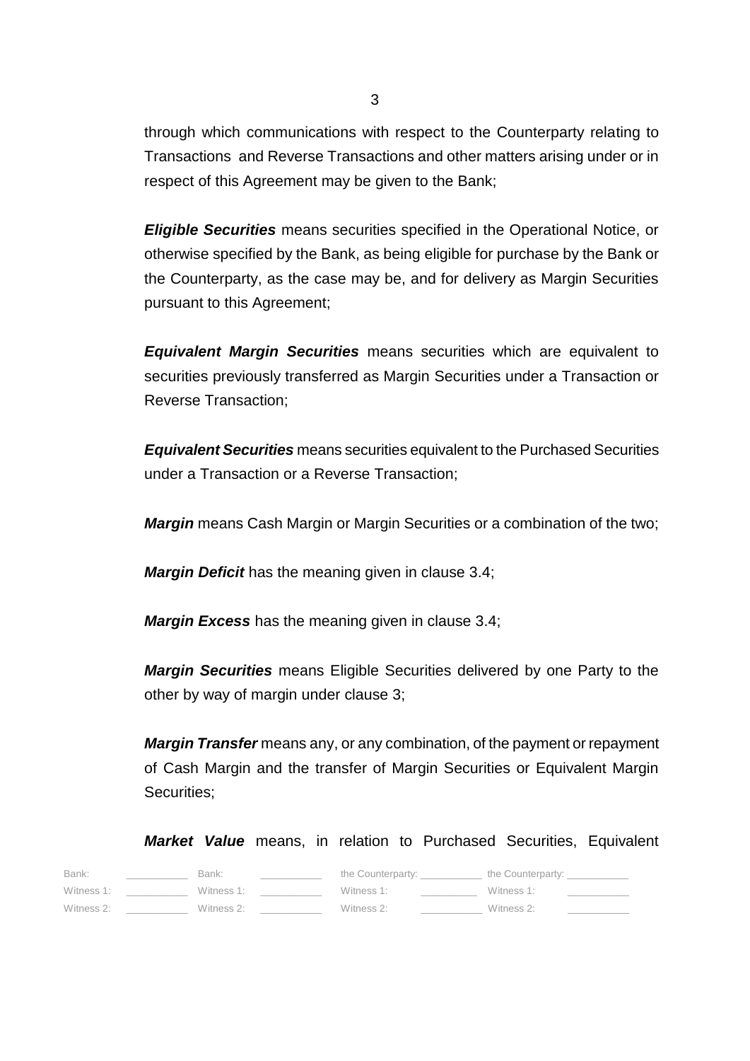through which communications with respect to the Counterparty relating to Transactions and Reverse Transactions and other matters arising under or in respect of this Agreement may be given to the Bank;

***Eligible Securities*** means securities specified in the Operational Notice, or otherwise specified by the Bank, as being eligible for purchase by the Bank or the Counterparty, as the case may be, and for delivery as Margin Securities pursuant to this Agreement;

***Equivalent Margin Securities*** means securities which are equivalent to securities previously transferred as Margin Securities under a Transaction or Reverse Transaction;

***Equivalent Securities*** means securities equivalent to the Purchased Securities under a Transaction or a Reverse Transaction;

***Margin*** means Cash Margin or Margin Securities or a combination of the two;

***Margin Deficit*** has the meaning given in clause 3.4;

***Margin Excess*** has the meaning given in clause 3.4;

***Margin Securities*** means Eligible Securities delivered by one Party to the other by way of margin under clause 3;

***Margin Transfer*** means any, or any combination, of the payment or repayment of Cash Margin and the transfer of Margin Securities or Equivalent Margin Securities;

***Market Value*** means, in relation to Purchased Securities, Equivalent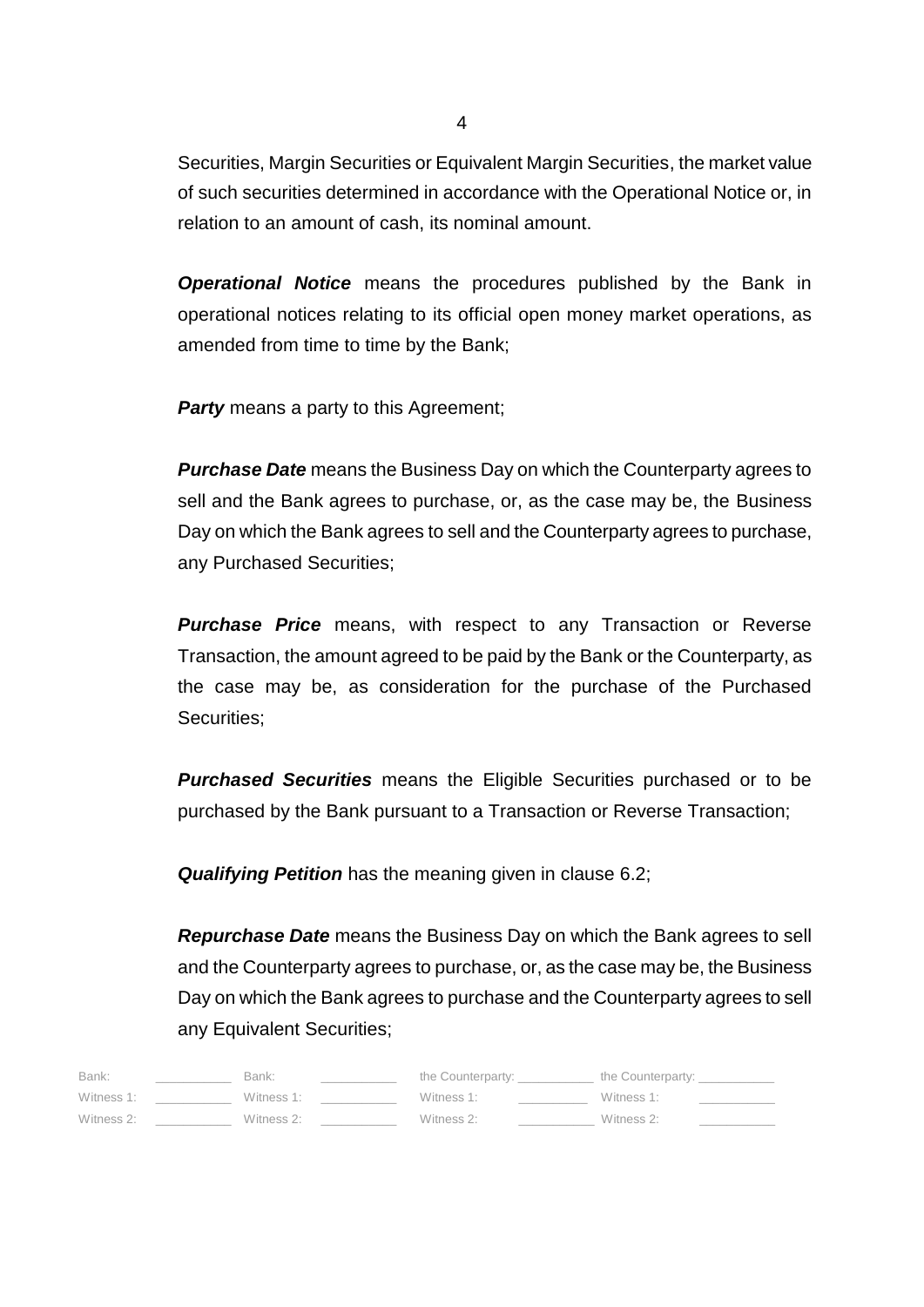Securities, Margin Securities or Equivalent Margin Securities, the market value of such securities determined in accordance with the Operational Notice or, in relation to an amount of cash, its nominal amount.

***Operational Notice*** means the procedures published by the Bank in operational notices relating to its official open money market operations, as amended from time to time by the Bank;

***Party*** means a party to this Agreement;

***Purchase Date*** means the Business Day on which the Counterparty agrees to sell and the Bank agrees to purchase, or, as the case may be, the Business Day on which the Bank agrees to sell and the Counterparty agrees to purchase, any Purchased Securities;

***Purchase Price*** means, with respect to any Transaction or Reverse Transaction, the amount agreed to be paid by the Bank or the Counterparty, as the case may be, as consideration for the purchase of the Purchased Securities;

***Purchased Securities*** means the Eligible Securities purchased or to be purchased by the Bank pursuant to a Transaction or Reverse Transaction;

***Qualifying Petition*** has the meaning given in clause 6.2;

***Repurchase Date*** means the Business Day on which the Bank agrees to sell and the Counterparty agrees to purchase, or, as the case may be, the Business Day on which the Bank agrees to purchase and the Counterparty agrees to sell any Equivalent Securities;

| Bank: | ________ | Bank: | ________ | the Counterparty: | ________ | the Counterparty: | ________ |
|---|---|---|---|---|---|---|---|
| Witness 1: | ________ | Witness 1: | ________ | Witness 1: | ________ | Witness 1: | ________ |
| Witness 2: | ________ | Witness 2: | ________ | Witness 2: | ________ | Witness 2: | ________ |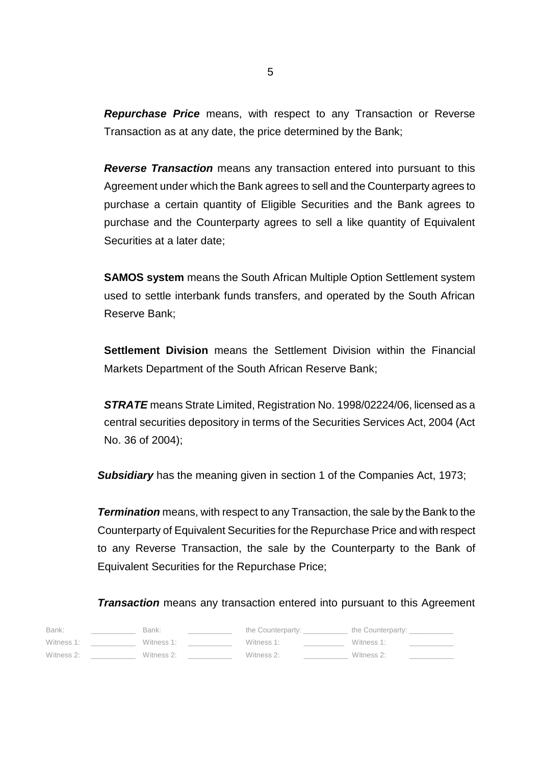***Repurchase Price*** means, with respect to any Transaction or Reverse Transaction as at any date, the price determined by the Bank;

***Reverse Transaction*** means any transaction entered into pursuant to this Agreement under which the Bank agrees to sell and the Counterparty agrees to purchase a certain quantity of Eligible Securities and the Bank agrees to purchase and the Counterparty agrees to sell a like quantity of Equivalent Securities at a later date;

**SAMOS system** means the South African Multiple Option Settlement system used to settle interbank funds transfers, and operated by the South African Reserve Bank;

**Settlement Division** means the Settlement Division within the Financial Markets Department of the South African Reserve Bank;

***STRATE*** means Strate Limited, Registration No. 1998/02224/06, licensed as a central securities depository in terms of the Securities Services Act, 2004 (Act No. 36 of 2004);

***Subsidiary*** has the meaning given in section 1 of the Companies Act, 1973;

***Termination*** means, with respect to any Transaction, the sale by the Bank to the Counterparty of Equivalent Securities for the Repurchase Price and with respect to any Reverse Transaction, the sale by the Counterparty to the Bank of Equivalent Securities for the Repurchase Price;

***Transaction*** means any transaction entered into pursuant to this Agreement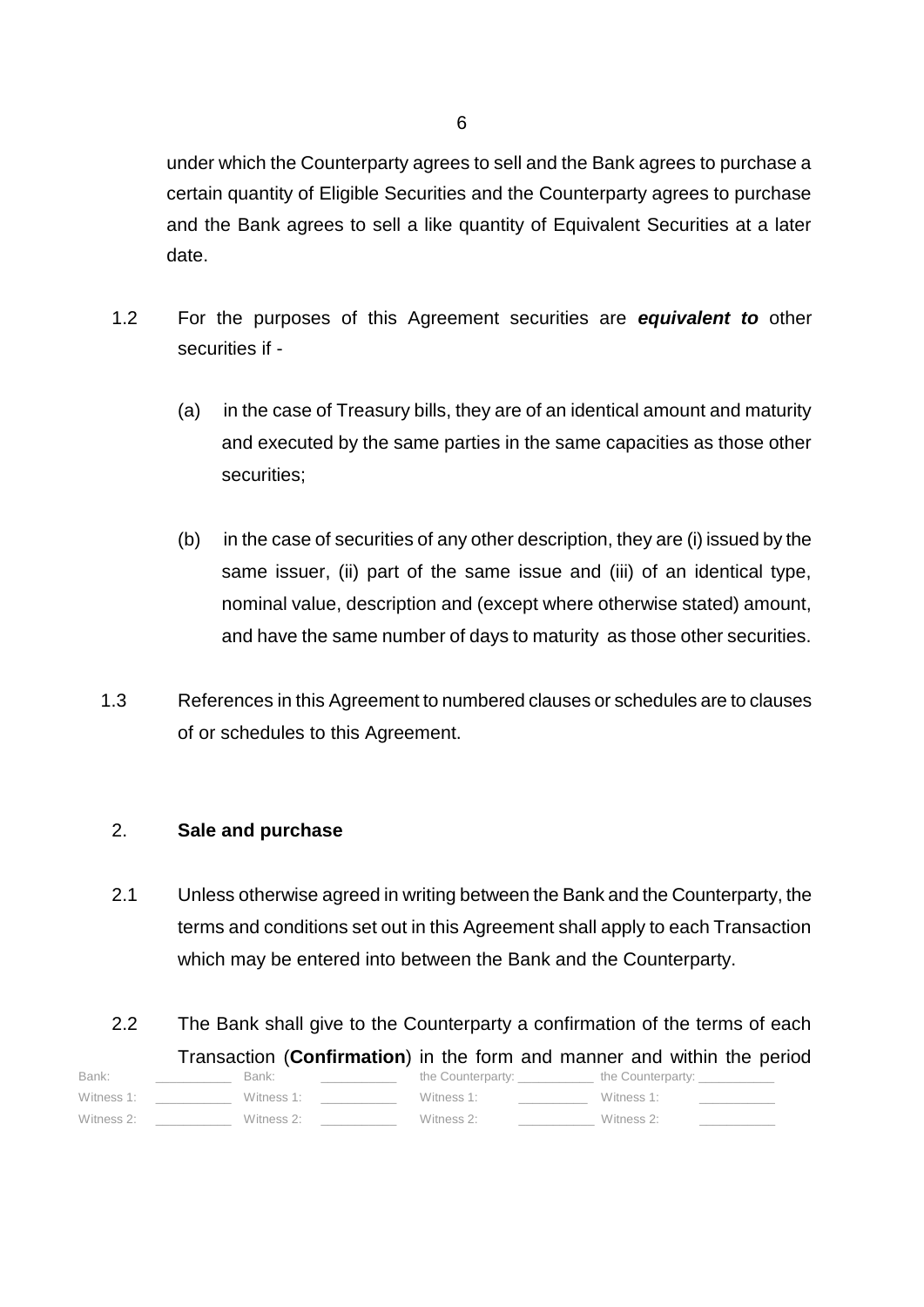under which the Counterparty agrees to sell and the Bank agrees to purchase a certain quantity of Eligible Securities and the Counterparty agrees to purchase and the Bank agrees to sell a like quantity of Equivalent Securities at a later date.

1.2 For the purposes of this Agreement securities are ***equivalent to*** other securities if -

(a) in the case of Treasury bills, they are of an identical amount and maturity and executed by the same parties in the same capacities as those other securities;

(b) in the case of securities of any other description, they are (i) issued by the same issuer, (ii) part of the same issue and (iii) of an identical type, nominal value, description and (except where otherwise stated) amount, and have the same number of days to maturity as those other securities.

1.3 References in this Agreement to numbered clauses or schedules are to clauses of or schedules to this Agreement.

## 2. Sale and purchase

2.1 Unless otherwise agreed in writing between the Bank and the Counterparty, the terms and conditions set out in this Agreement shall apply to each Transaction which may be entered into between the Bank and the Counterparty.

2.2 The Bank shall give to the Counterparty a confirmation of the terms of each Transaction (**Confirmation**) in the form and manner and within the period

| Bank: | ________ | Bank: | ________ | the Counterparty: | ________ | the Counterparty: | ________ |
|---|---|---|---|---|---|---|---|
| Witness 1: | ________ | Witness 1: | ________ | Witness 1: | ________ | Witness 1: | ________ |
| Witness 2: | ________ | Witness 2: | ________ | Witness 2: | ________ | Witness 2: | ________ |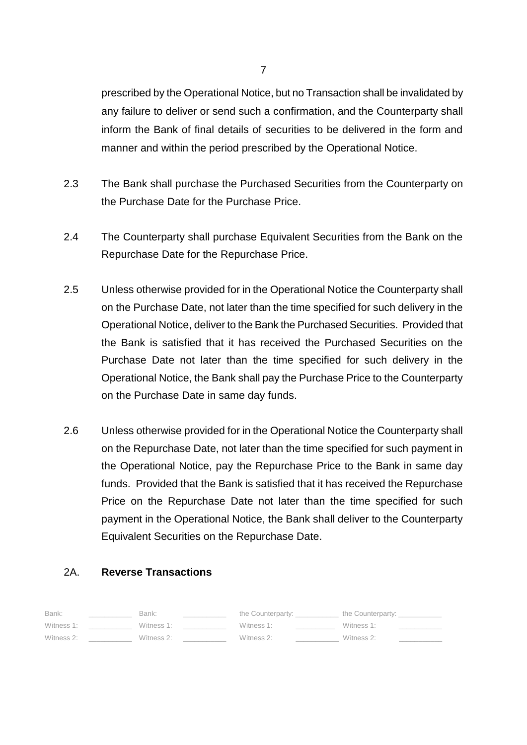prescribed by the Operational Notice, but no Transaction shall be invalidated by any failure to deliver or send such a confirmation, and the Counterparty shall inform the Bank of final details of securities to be delivered in the form and manner and within the period prescribed by the Operational Notice.

2.3 The Bank shall purchase the Purchased Securities from the Counterparty on the Purchase Date for the Purchase Price.

2.4 The Counterparty shall purchase Equivalent Securities from the Bank on the Repurchase Date for the Repurchase Price.

2.5 Unless otherwise provided for in the Operational Notice the Counterparty shall on the Purchase Date, not later than the time specified for such delivery in the Operational Notice, deliver to the Bank the Purchased Securities. Provided that the Bank is satisfied that it has received the Purchased Securities on the Purchase Date not later than the time specified for such delivery in the Operational Notice, the Bank shall pay the Purchase Price to the Counterparty on the Purchase Date in same day funds.

2.6 Unless otherwise provided for in the Operational Notice the Counterparty shall on the Repurchase Date, not later than the time specified for such payment in the Operational Notice, pay the Repurchase Price to the Bank in same day funds. Provided that the Bank is satisfied that it has received the Repurchase Price on the Repurchase Date not later than the time specified for such payment in the Operational Notice, the Bank shall deliver to the Counterparty Equivalent Securities on the Repurchase Date.

## 2A. **Reverse Transactions**

| Bank: | __________ | Bank: | __________ | the Counterparty: | __________ | the Counterparty: | __________ |
|---|---|---|---|---|---|---|---|
| Witness 1: | __________ | Witness 1: | __________ | Witness 1: | __________ | Witness 1: | __________ |
| Witness 2: | __________ | Witness 2: | __________ | Witness 2: | __________ | Witness 2: | __________ |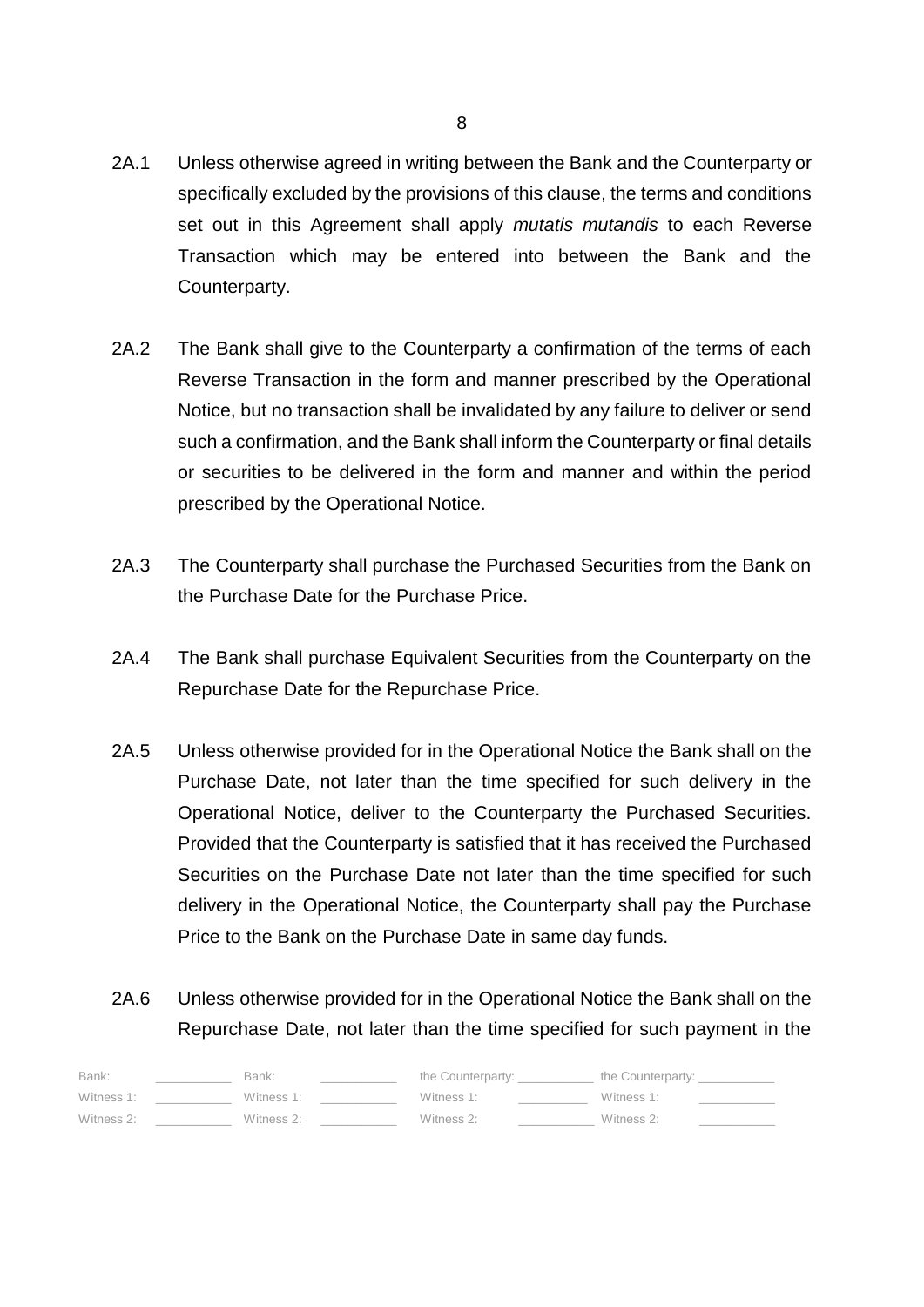2A.1 Unless otherwise agreed in writing between the Bank and the Counterparty or specifically excluded by the provisions of this clause, the terms and conditions set out in this Agreement shall apply *mutatis mutandis* to each Reverse Transaction which may be entered into between the Bank and the Counterparty.

2A.2 The Bank shall give to the Counterparty a confirmation of the terms of each Reverse Transaction in the form and manner prescribed by the Operational Notice, but no transaction shall be invalidated by any failure to deliver or send such a confirmation, and the Bank shall inform the Counterparty or final details or securities to be delivered in the form and manner and within the period prescribed by the Operational Notice.

2A.3 The Counterparty shall purchase the Purchased Securities from the Bank on the Purchase Date for the Purchase Price.

2A.4 The Bank shall purchase Equivalent Securities from the Counterparty on the Repurchase Date for the Repurchase Price.

2A.5 Unless otherwise provided for in the Operational Notice the Bank shall on the Purchase Date, not later than the time specified for such delivery in the Operational Notice, deliver to the Counterparty the Purchased Securities. Provided that the Counterparty is satisfied that it has received the Purchased Securities on the Purchase Date not later than the time specified for such delivery in the Operational Notice, the Counterparty shall pay the Purchase Price to the Bank on the Purchase Date in same day funds.

2A.6 Unless otherwise provided for in the Operational Notice the Bank shall on the Repurchase Date, not later than the time specified for such payment in the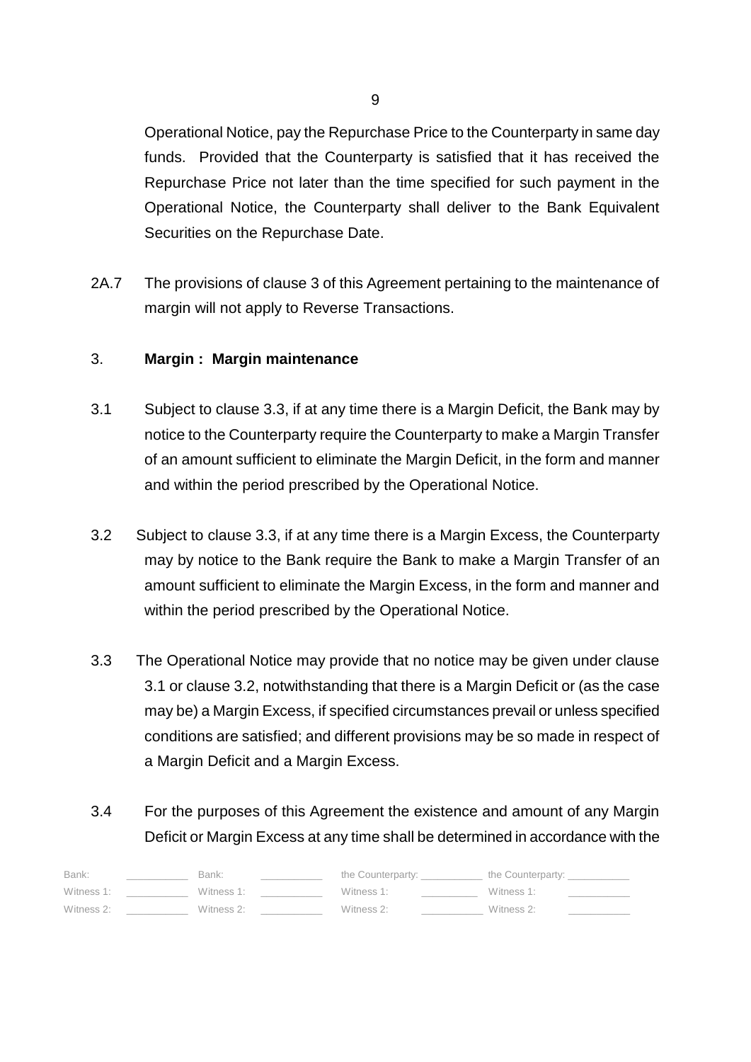Operational Notice, pay the Repurchase Price to the Counterparty in same day funds. Provided that the Counterparty is satisfied that it has received the Repurchase Price not later than the time specified for such payment in the Operational Notice, the Counterparty shall deliver to the Bank Equivalent Securities on the Repurchase Date.

2A.7 The provisions of clause 3 of this Agreement pertaining to the maintenance of margin will not apply to Reverse Transactions.

### 3. **Margin : Margin maintenance**

3.1 Subject to clause 3.3, if at any time there is a Margin Deficit, the Bank may by notice to the Counterparty require the Counterparty to make a Margin Transfer of an amount sufficient to eliminate the Margin Deficit, in the form and manner and within the period prescribed by the Operational Notice.

3.2 Subject to clause 3.3, if at any time there is a Margin Excess, the Counterparty may by notice to the Bank require the Bank to make a Margin Transfer of an amount sufficient to eliminate the Margin Excess, in the form and manner and within the period prescribed by the Operational Notice.

3.3 The Operational Notice may provide that no notice may be given under clause 3.1 or clause 3.2, notwithstanding that there is a Margin Deficit or (as the case may be) a Margin Excess, if specified circumstances prevail or unless specified conditions are satisfied; and different provisions may be so made in respect of a Margin Deficit and a Margin Excess.

3.4 For the purposes of this Agreement the existence and amount of any Margin Deficit or Margin Excess at any time shall be determined in accordance with the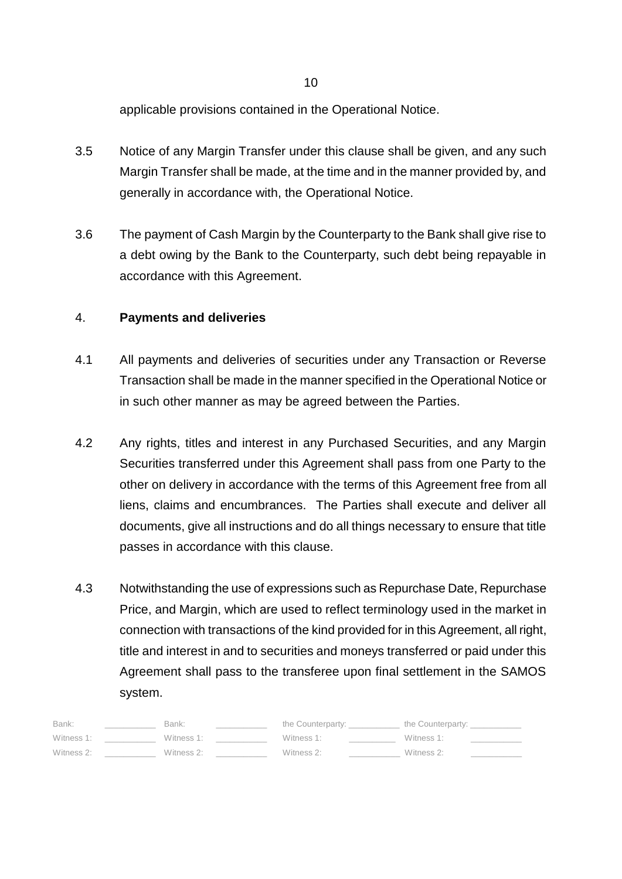applicable provisions contained in the Operational Notice.

3.5 Notice of any Margin Transfer under this clause shall be given, and any such Margin Transfer shall be made, at the time and in the manner provided by, and generally in accordance with, the Operational Notice.

3.6 The payment of Cash Margin by the Counterparty to the Bank shall give rise to a debt owing by the Bank to the Counterparty, such debt being repayable in accordance with this Agreement.

4. **Payments and deliveries**

4.1 All payments and deliveries of securities under any Transaction or Reverse Transaction shall be made in the manner specified in the Operational Notice or in such other manner as may be agreed between the Parties.

4.2 Any rights, titles and interest in any Purchased Securities, and any Margin Securities transferred under this Agreement shall pass from one Party to the other on delivery in accordance with the terms of this Agreement free from all liens, claims and encumbrances. The Parties shall execute and deliver all documents, give all instructions and do all things necessary to ensure that title passes in accordance with this clause.

4.3 Notwithstanding the use of expressions such as Repurchase Date, Repurchase Price, and Margin, which are used to reflect terminology used in the market in connection with transactions of the kind provided for in this Agreement, all right, title and interest in and to securities and moneys transferred or paid under this Agreement shall pass to the transferee upon final settlement in the SAMOS system.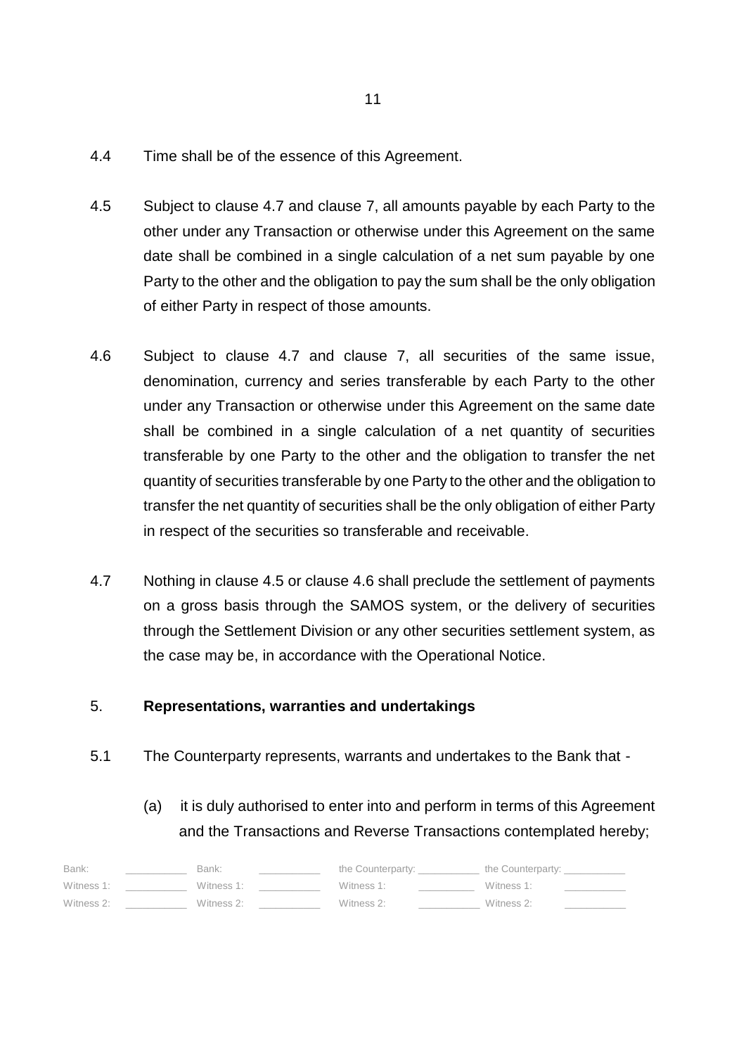4.4 Time shall be of the essence of this Agreement.

4.5 Subject to clause 4.7 and clause 7, all amounts payable by each Party to the other under any Transaction or otherwise under this Agreement on the same date shall be combined in a single calculation of a net sum payable by one Party to the other and the obligation to pay the sum shall be the only obligation of either Party in respect of those amounts.

4.6 Subject to clause 4.7 and clause 7, all securities of the same issue, denomination, currency and series transferable by each Party to the other under any Transaction or otherwise under this Agreement on the same date shall be combined in a single calculation of a net quantity of securities transferable by one Party to the other and the obligation to transfer the net quantity of securities transferable by one Party to the other and the obligation to transfer the net quantity of securities shall be the only obligation of either Party in respect of the securities so transferable and receivable.

4.7 Nothing in clause 4.5 or clause 4.6 shall preclude the settlement of payments on a gross basis through the SAMOS system, or the delivery of securities through the Settlement Division or any other securities settlement system, as the case may be, in accordance with the Operational Notice.

## 5. **Representations, warranties and undertakings**

5.1 The Counterparty represents, warrants and undertakes to the Bank that -

(a) it is duly authorised to enter into and perform in terms of this Agreement and the Transactions and Reverse Transactions contemplated hereby;

| Bank: | ___________ | Bank: | ___________ | the Counterparty: | ___________ | the Counterparty: | ___________ |
|---|---|---|---|---|---|---|---|
| Witness 1: | ___________ | Witness 1: | ___________ | Witness 1: | ___________ | Witness 1: | ___________ |
| Witness 2: | ___________ | Witness 2: | ___________ | Witness 2: | ___________ | Witness 2: | ___________ |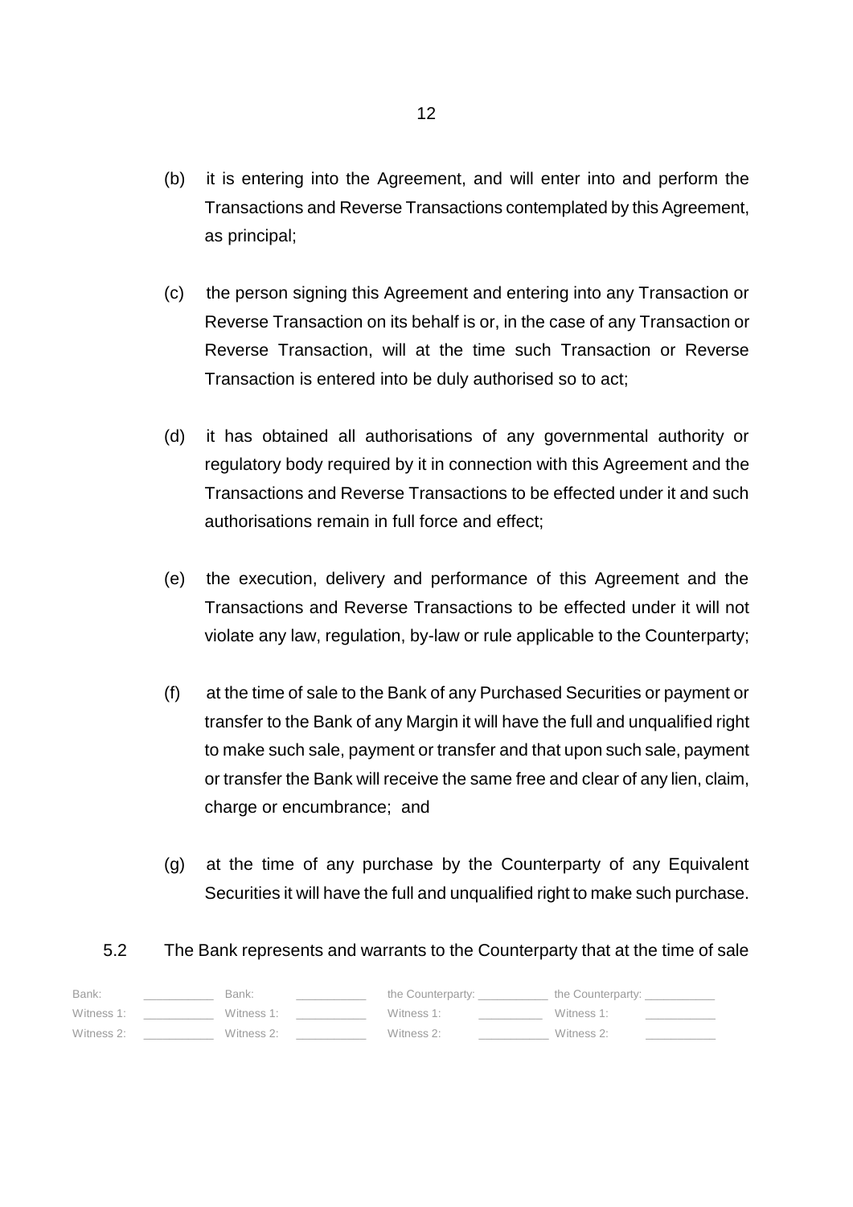(b) it is entering into the Agreement, and will enter into and perform the Transactions and Reverse Transactions contemplated by this Agreement, as principal;

(c) the person signing this Agreement and entering into any Transaction or Reverse Transaction on its behalf is or, in the case of any Transaction or Reverse Transaction, will at the time such Transaction or Reverse Transaction is entered into be duly authorised so to act;

(d) it has obtained all authorisations of any governmental authority or regulatory body required by it in connection with this Agreement and the Transactions and Reverse Transactions to be effected under it and such authorisations remain in full force and effect;

(e) the execution, delivery and performance of this Agreement and the Transactions and Reverse Transactions to be effected under it will not violate any law, regulation, by-law or rule applicable to the Counterparty;

(f) at the time of sale to the Bank of any Purchased Securities or payment or transfer to the Bank of any Margin it will have the full and unqualified right to make such sale, payment or transfer and that upon such sale, payment or transfer the Bank will receive the same free and clear of any lien, claim, charge or encumbrance; and

(g) at the time of any purchase by the Counterparty of any Equivalent Securities it will have the full and unqualified right to make such purchase.

5.2 The Bank represents and warrants to the Counterparty that at the time of sale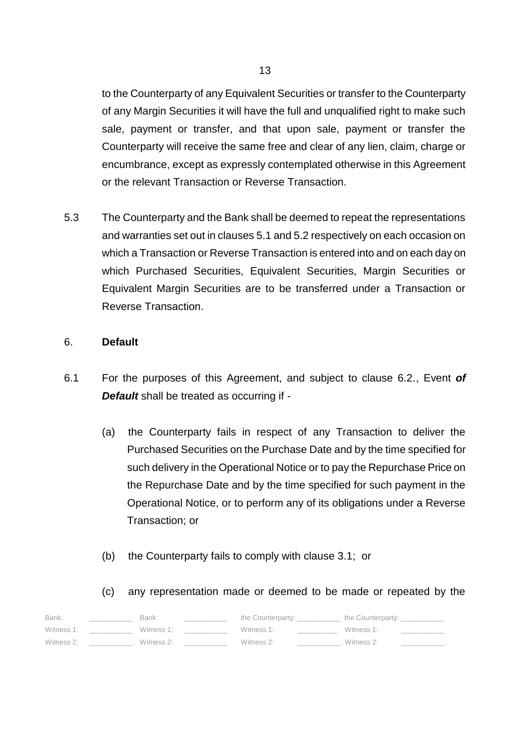to the Counterparty of any Equivalent Securities or transfer to the Counterparty of any Margin Securities it will have the full and unqualified right to make such sale, payment or transfer, and that upon sale, payment or transfer the Counterparty will receive the same free and clear of any lien, claim, charge or encumbrance, except as expressly contemplated otherwise in this Agreement or the relevant Transaction or Reverse Transaction.

5.3 The Counterparty and the Bank shall be deemed to repeat the representations and warranties set out in clauses 5.1 and 5.2 respectively on each occasion on which a Transaction or Reverse Transaction is entered into and on each day on which Purchased Securities, Equivalent Securities, Margin Securities or Equivalent Margin Securities are to be transferred under a Transaction or Reverse Transaction.

6. **Default**

6.1 For the purposes of this Agreement, and subject to clause 6.2., Event ***of Default*** shall be treated as occurring if -

(a) the Counterparty fails in respect of any Transaction to deliver the Purchased Securities on the Purchase Date and by the time specified for such delivery in the Operational Notice or to pay the Repurchase Price on the Repurchase Date and by the time specified for such payment in the Operational Notice, or to perform any of its obligations under a Reverse Transaction; or

(b) the Counterparty fails to comply with clause 3.1; or

(c) any representation made or deemed to be made or repeated by the

| Bank: | ____ | Bank: | ____ | the Counterparty: | ____ | the Counterparty: | ____ |
|---|---|---|---|---|---|---|---|
| Witness 1: | ____ | Witness 1: | ____ | Witness 1: | ____ | Witness 1: | ____ |
| Witness 2: | ____ | Witness 2: | ____ | Witness 2: | ____ | Witness 2: | ____ |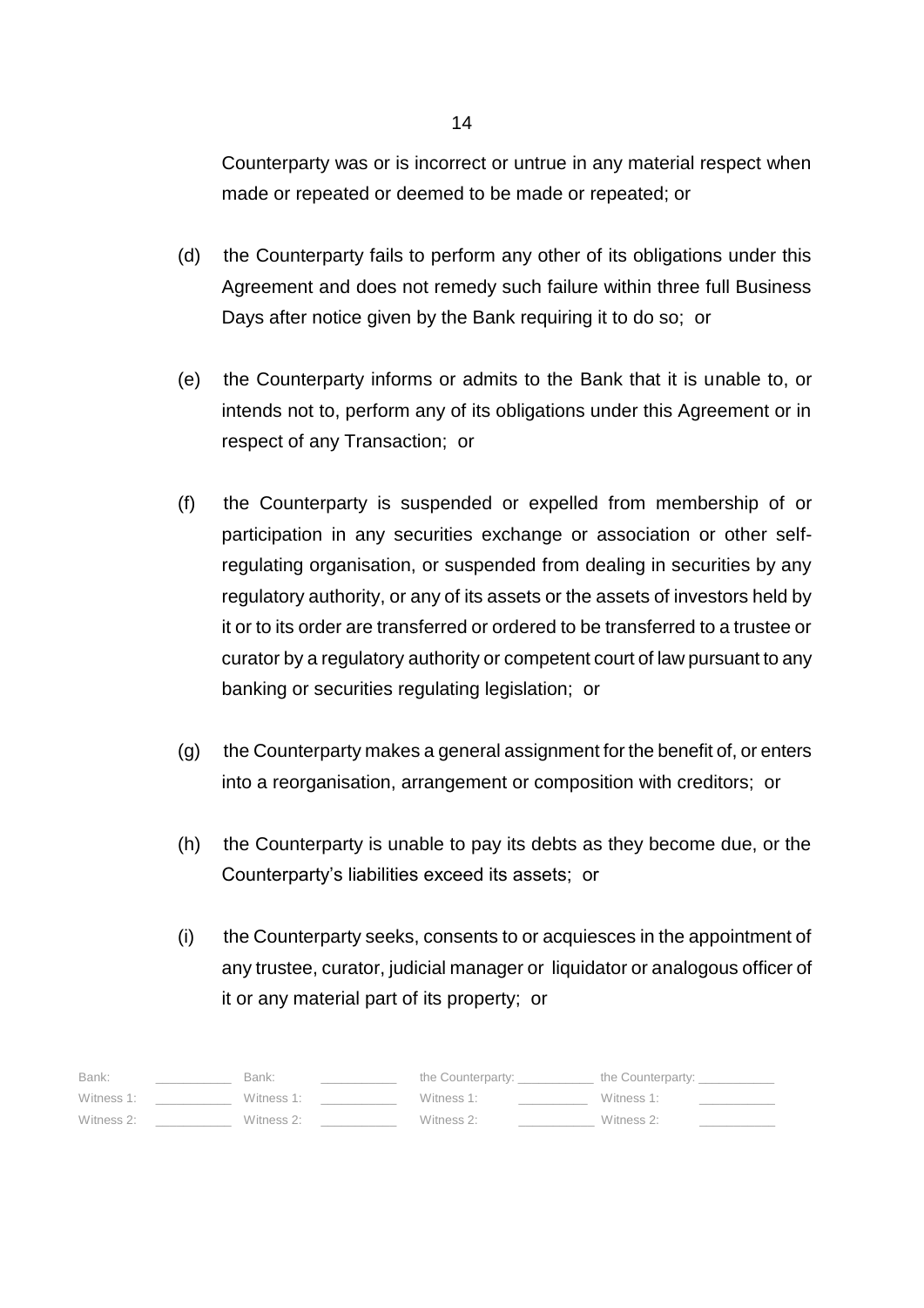Counterparty was or is incorrect or untrue in any material respect when made or repeated or deemed to be made or repeated; or

(d) the Counterparty fails to perform any other of its obligations under this Agreement and does not remedy such failure within three full Business Days after notice given by the Bank requiring it to do so; or

(e) the Counterparty informs or admits to the Bank that it is unable to, or intends not to, perform any of its obligations under this Agreement or in respect of any Transaction; or

(f) the Counterparty is suspended or expelled from membership of or participation in any securities exchange or association or other self-regulating organisation, or suspended from dealing in securities by any regulatory authority, or any of its assets or the assets of investors held by it or to its order are transferred or ordered to be transferred to a trustee or curator by a regulatory authority or competent court of law pursuant to any banking or securities regulating legislation; or

(g) the Counterparty makes a general assignment for the benefit of, or enters into a reorganisation, arrangement or composition with creditors; or

(h) the Counterparty is unable to pay its debts as they become due, or the Counterparty's liabilities exceed its assets; or

(i) the Counterparty seeks, consents to or acquiesces in the appointment of any trustee, curator, judicial manager or liquidator or analogous officer of it or any material part of its property; or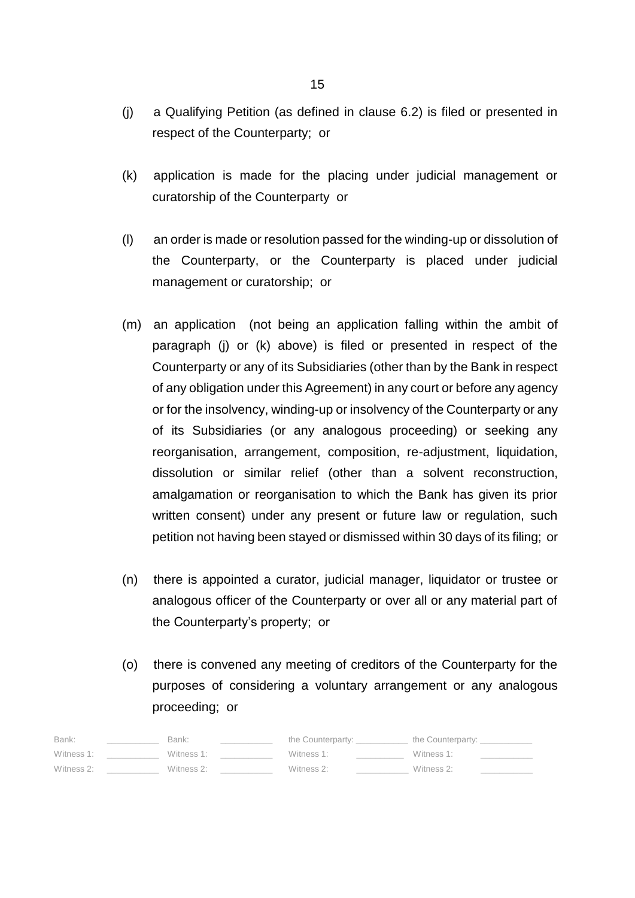(j) a Qualifying Petition (as defined in clause 6.2) is filed or presented in respect of the Counterparty; or

(k) application is made for the placing under judicial management or curatorship of the Counterparty or

(l) an order is made or resolution passed for the winding-up or dissolution of the Counterparty, or the Counterparty is placed under judicial management or curatorship; or

(m) an application (not being an application falling within the ambit of paragraph (j) or (k) above) is filed or presented in respect of the Counterparty or any of its Subsidiaries (other than by the Bank in respect of any obligation under this Agreement) in any court or before any agency or for the insolvency, winding-up or insolvency of the Counterparty or any of its Subsidiaries (or any analogous proceeding) or seeking any reorganisation, arrangement, composition, re-adjustment, liquidation, dissolution or similar relief (other than a solvent reconstruction, amalgamation or reorganisation to which the Bank has given its prior written consent) under any present or future law or regulation, such petition not having been stayed or dismissed within 30 days of its filing; or

(n) there is appointed a curator, judicial manager, liquidator or trustee or analogous officer of the Counterparty or over all or any material part of the Counterparty's property; or

(o) there is convened any meeting of creditors of the Counterparty for the purposes of considering a voluntary arrangement or any analogous proceeding; or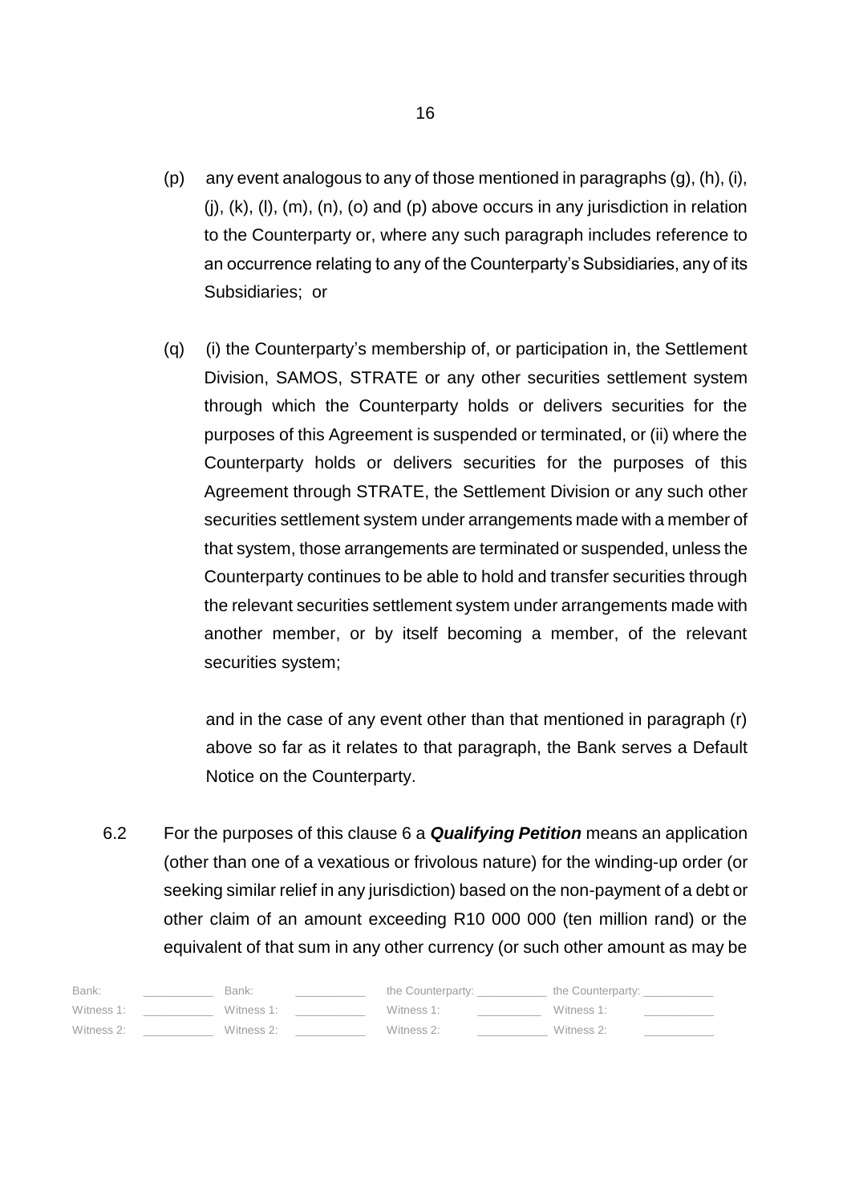(p) any event analogous to any of those mentioned in paragraphs (g), (h), (i), (j), (k), (l), (m), (n), (o) and (p) above occurs in any jurisdiction in relation to the Counterparty or, where any such paragraph includes reference to an occurrence relating to any of the Counterparty's Subsidiaries, any of its Subsidiaries; or

(q) (i) the Counterparty's membership of, or participation in, the Settlement Division, SAMOS, STRATE or any other securities settlement system through which the Counterparty holds or delivers securities for the purposes of this Agreement is suspended or terminated, or (ii) where the Counterparty holds or delivers securities for the purposes of this Agreement through STRATE, the Settlement Division or any such other securities settlement system under arrangements made with a member of that system, those arrangements are terminated or suspended, unless the Counterparty continues to be able to hold and transfer securities through the relevant securities settlement system under arrangements made with another member, or by itself becoming a member, of the relevant securities system;

and in the case of any event other than that mentioned in paragraph (r) above so far as it relates to that paragraph, the Bank serves a Default Notice on the Counterparty.

6.2 For the purposes of this clause 6 a ***Qualifying Petition*** means an application (other than one of a vexatious or frivolous nature) for the winding-up order (or seeking similar relief in any jurisdiction) based on the non-payment of a debt or other claim of an amount exceeding R10 000 000 (ten million rand) or the equivalent of that sum in any other currency (or such other amount as may be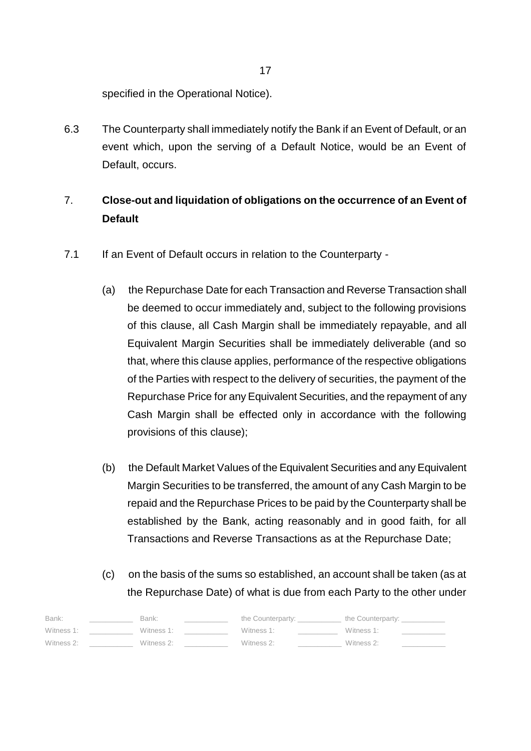specified in the Operational Notice).

6.3 The Counterparty shall immediately notify the Bank if an Event of Default, or an event which, upon the serving of a Default Notice, would be an Event of Default, occurs.

## 7. Close-out and liquidation of obligations on the occurrence of an Event of Default

7.1 If an Event of Default occurs in relation to the Counterparty -

(a) the Repurchase Date for each Transaction and Reverse Transaction shall be deemed to occur immediately and, subject to the following provisions of this clause, all Cash Margin shall be immediately repayable, and all Equivalent Margin Securities shall be immediately deliverable (and so that, where this clause applies, performance of the respective obligations of the Parties with respect to the delivery of securities, the payment of the Repurchase Price for any Equivalent Securities, and the repayment of any Cash Margin shall be effected only in accordance with the following provisions of this clause);

(b) the Default Market Values of the Equivalent Securities and any Equivalent Margin Securities to be transferred, the amount of any Cash Margin to be repaid and the Repurchase Prices to be paid by the Counterparty shall be established by the Bank, acting reasonably and in good faith, for all Transactions and Reverse Transactions as at the Repurchase Date;

(c) on the basis of the sums so established, an account shall be taken (as at the Repurchase Date) of what is due from each Party to the other under

| Bank: | | Bank: | | the Counterparty: | | the Counterparty: | |
|---|---|---|---|---|---|---|---|
| Witness 1: | | Witness 1: | | Witness 1: | | Witness 1: | |
| Witness 2: | | Witness 2: | | Witness 2: | | Witness 2: | |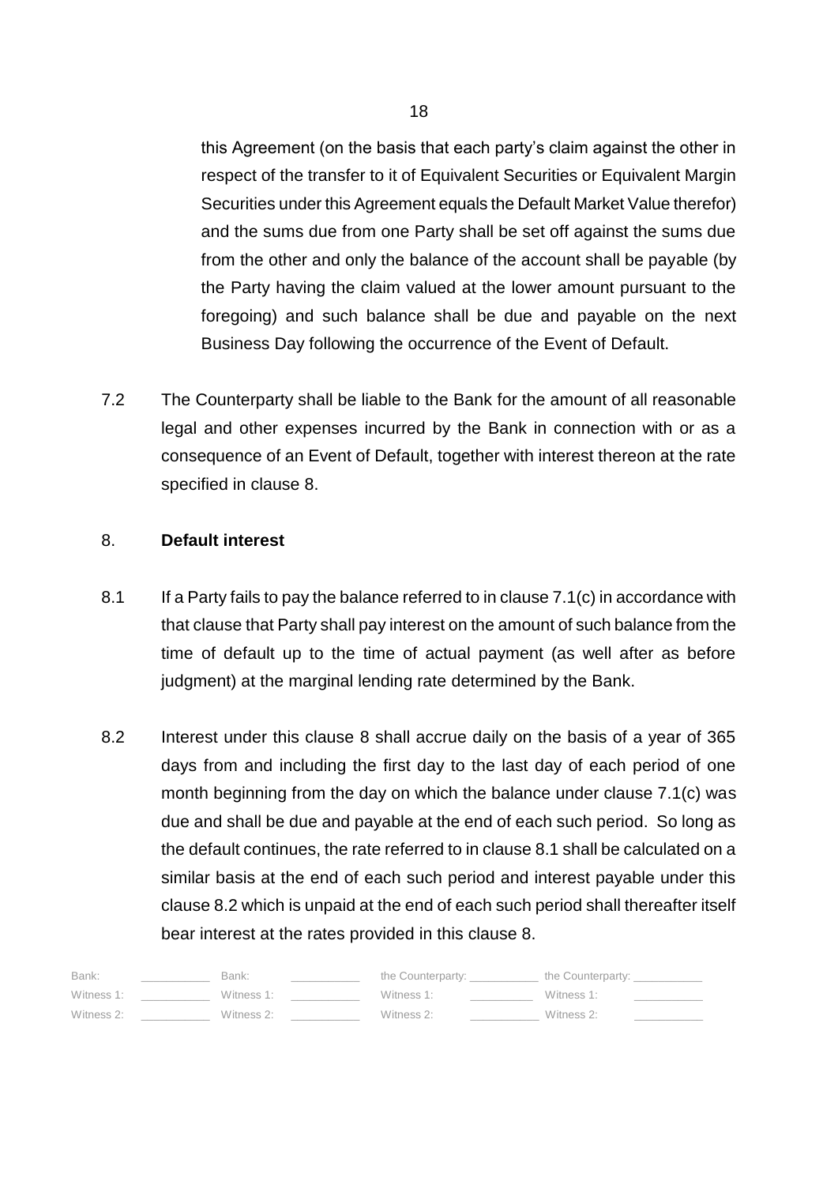this Agreement (on the basis that each party's claim against the other in respect of the transfer to it of Equivalent Securities or Equivalent Margin Securities under this Agreement equals the Default Market Value therefor) and the sums due from one Party shall be set off against the sums due from the other and only the balance of the account shall be payable (by the Party having the claim valued at the lower amount pursuant to the foregoing) and such balance shall be due and payable on the next Business Day following the occurrence of the Event of Default.

7.2 The Counterparty shall be liable to the Bank for the amount of all reasonable legal and other expenses incurred by the Bank in connection with or as a consequence of an Event of Default, together with interest thereon at the rate specified in clause 8.

## 8. **Default interest**

8.1 If a Party fails to pay the balance referred to in clause 7.1(c) in accordance with that clause that Party shall pay interest on the amount of such balance from the time of default up to the time of actual payment (as well after as before judgment) at the marginal lending rate determined by the Bank.

8.2 Interest under this clause 8 shall accrue daily on the basis of a year of 365 days from and including the first day to the last day of each period of one month beginning from the day on which the balance under clause 7.1(c) was due and shall be due and payable at the end of each such period. So long as the default continues, the rate referred to in clause 8.1 shall be calculated on a similar basis at the end of each such period and interest payable under this clause 8.2 which is unpaid at the end of each such period shall thereafter itself bear interest at the rates provided in this clause 8.

| Bank: | ___________ | Bank: | ___________ | the Counterparty: | ___________ | the Counterparty: | ___________ |
|---|---|---|---|---|---|---|---|
| Witness 1: | ___________ | Witness 1: | ___________ | Witness 1: | ___________ | Witness 1: | ___________ |
| Witness 2: | ___________ | Witness 2: | ___________ | Witness 2: | ___________ | Witness 2: | ___________ |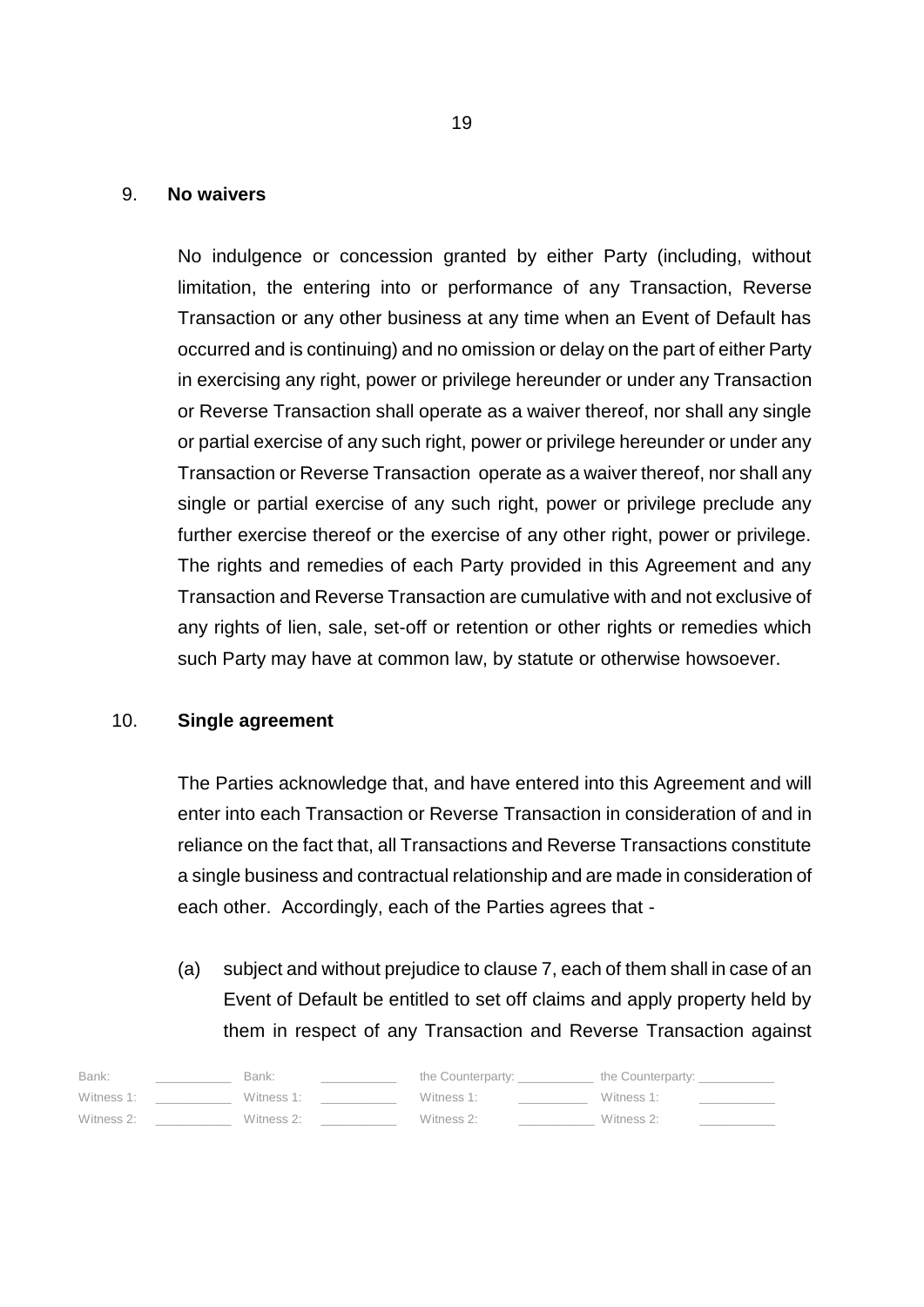## 9. No waivers

No indulgence or concession granted by either Party (including, without limitation, the entering into or performance of any Transaction, Reverse Transaction or any other business at any time when an Event of Default has occurred and is continuing) and no omission or delay on the part of either Party in exercising any right, power or privilege hereunder or under any Transaction or Reverse Transaction shall operate as a waiver thereof, nor shall any single or partial exercise of any such right, power or privilege hereunder or under any Transaction or Reverse Transaction operate as a waiver thereof, nor shall any single or partial exercise of any such right, power or privilege preclude any further exercise thereof or the exercise of any other right, power or privilege. The rights and remedies of each Party provided in this Agreement and any Transaction and Reverse Transaction are cumulative with and not exclusive of any rights of lien, sale, set-off or retention or other rights or remedies which such Party may have at common law, by statute or otherwise howsoever.

## 10. Single agreement

The Parties acknowledge that, and have entered into this Agreement and will enter into each Transaction or Reverse Transaction in consideration of and in reliance on the fact that, all Transactions and Reverse Transactions constitute a single business and contractual relationship and are made in consideration of each other. Accordingly, each of the Parties agrees that -

(a) subject and without prejudice to clause 7, each of them shall in case of an Event of Default be entitled to set off claims and apply property held by them in respect of any Transaction and Reverse Transaction against

| Bank: | ________ | Bank: | ________ | the Counterparty: | ________ | the Counterparty: | ________ |
|---|---|---|---|---|---|---|---|
| Witness 1: | ________ | Witness 1: | ________ | Witness 1: | ________ | Witness 1: | ________ |
| Witness 2: | ________ | Witness 2: | ________ | Witness 2: | ________ | Witness 2: | ________ |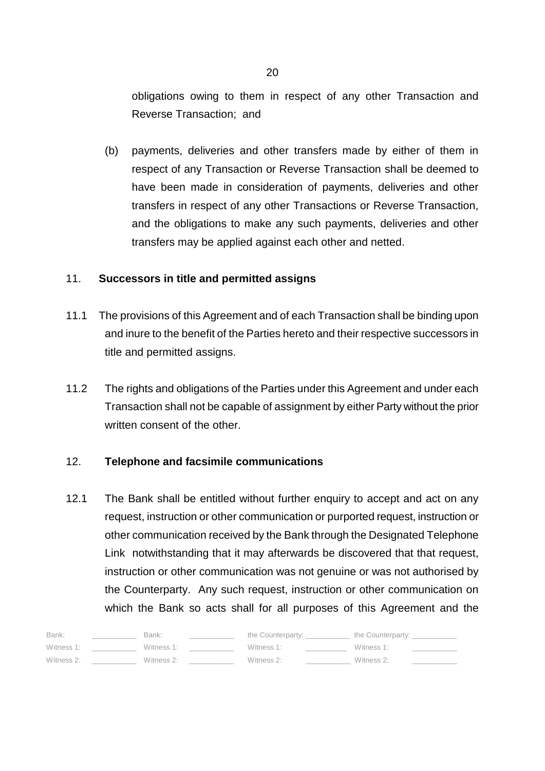obligations owing to them in respect of any other Transaction and Reverse Transaction;  and

(b) payments, deliveries and other transfers made by either of them in respect of any Transaction or Reverse Transaction shall be deemed to have been made in consideration of payments, deliveries and other transfers in respect of any other Transactions or Reverse Transaction, and the obligations to make any such payments, deliveries and other transfers may be applied against each other and netted.

## 11. **Successors in title and permitted assigns**

11.1 The provisions of this Agreement and of each Transaction shall be binding upon and inure to the benefit of the Parties hereto and their respective successors in title and permitted assigns.

11.2 The rights and obligations of the Parties under this Agreement and under each Transaction shall not be capable of assignment by either Party without the prior written consent of the other.

## 12. **Telephone and facsimile communications**

12.1 The Bank shall be entitled without further enquiry to accept and act on any request, instruction or other communication or purported request, instruction or other communication received by the Bank through the Designated Telephone Link notwithstanding that it may afterwards be discovered that that request, instruction or other communication was not genuine or was not authorised by the Counterparty. Any such request, instruction or other communication on which the Bank so acts shall for all purposes of this Agreement and the

| Bank: | ___________ | Bank: | ___________ | the Counterparty: | ___________ | the Counterparty: | ___________ |
|---|---|---|---|---|---|---|---|
| Witness 1: | ___________ | Witness 1: | ___________ | Witness 1: | ___________ | Witness 1: | ___________ |
| Witness 2: | ___________ | Witness 2: | ___________ | Witness 2: | ___________ | Witness 2: | ___________ |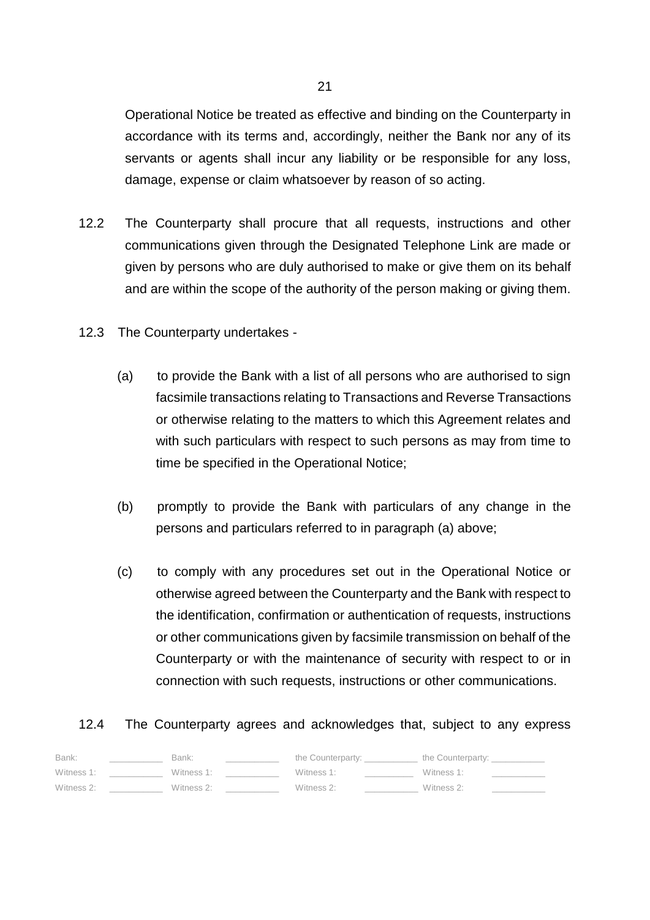Operational Notice be treated as effective and binding on the Counterparty in accordance with its terms and, accordingly, neither the Bank nor any of its servants or agents shall incur any liability or be responsible for any loss, damage, expense or claim whatsoever by reason of so acting.

12.2 The Counterparty shall procure that all requests, instructions and other communications given through the Designated Telephone Link are made or given by persons who are duly authorised to make or give them on its behalf and are within the scope of the authority of the person making or giving them.

12.3 The Counterparty undertakes -

(a) to provide the Bank with a list of all persons who are authorised to sign facsimile transactions relating to Transactions and Reverse Transactions or otherwise relating to the matters to which this Agreement relates and with such particulars with respect to such persons as may from time to time be specified in the Operational Notice;

(b) promptly to provide the Bank with particulars of any change in the persons and particulars referred to in paragraph (a) above;

(c) to comply with any procedures set out in the Operational Notice or otherwise agreed between the Counterparty and the Bank with respect to the identification, confirmation or authentication of requests, instructions or other communications given by facsimile transmission on behalf of the Counterparty or with the maintenance of security with respect to or in connection with such requests, instructions or other communications.

12.4 The Counterparty agrees and acknowledges that, subject to any express

| Bank: | ________ | Bank: | ________ | the Counterparty: | ________ | the Counterparty: | ________ |
|---|---|---|---|---|---|---|---|
| Witness 1: | ________ | Witness 1: | ________ | Witness 1: | ________ | Witness 1: | ________ |
| Witness 2: | ________ | Witness 2: | ________ | Witness 2: | ________ | Witness 2: | ________ |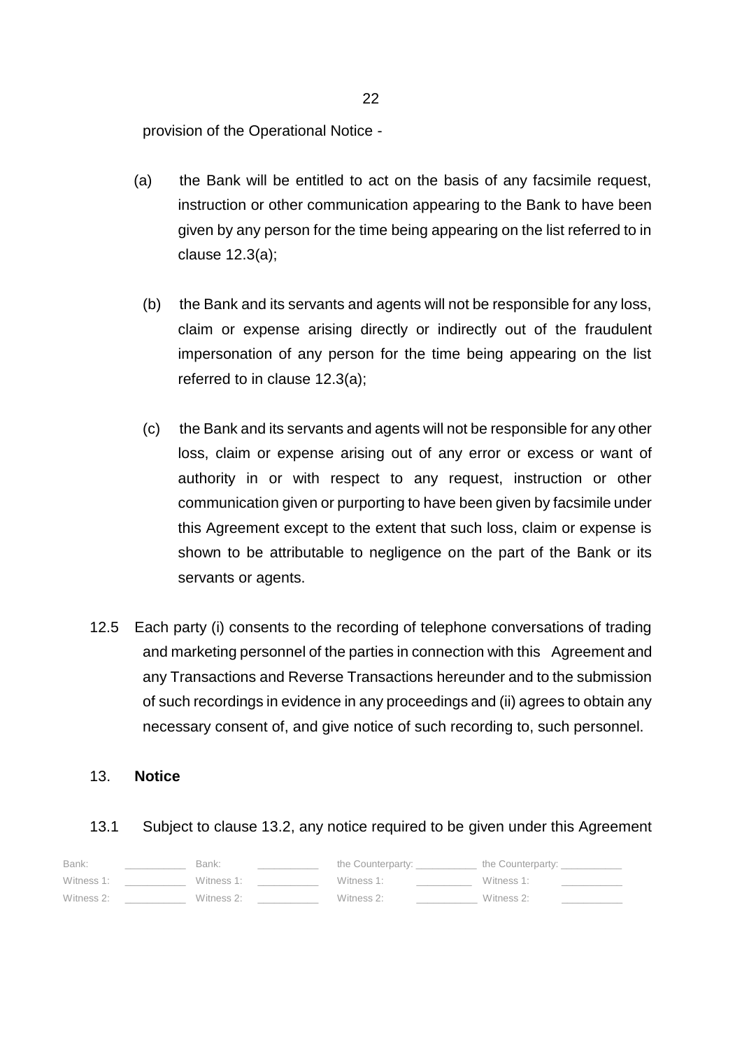provision of the Operational Notice -

(a) the Bank will be entitled to act on the basis of any facsimile request, instruction or other communication appearing to the Bank to have been given by any person for the time being appearing on the list referred to in clause 12.3(a);

(b) the Bank and its servants and agents will not be responsible for any loss, claim or expense arising directly or indirectly out of the fraudulent impersonation of any person for the time being appearing on the list referred to in clause 12.3(a);

(c) the Bank and its servants and agents will not be responsible for any other loss, claim or expense arising out of any error or excess or want of authority in or with respect to any request, instruction or other communication given or purporting to have been given by facsimile under this Agreement except to the extent that such loss, claim or expense is shown to be attributable to negligence on the part of the Bank or its servants or agents.

12.5 Each party (i) consents to the recording of telephone conversations of trading and marketing personnel of the parties in connection with this Agreement and any Transactions and Reverse Transactions hereunder and to the submission of such recordings in evidence in any proceedings and (ii) agrees to obtain any necessary consent of, and give notice of such recording to, such personnel.

13. **Notice**

13.1 Subject to clause 13.2, any notice required to be given under this Agreement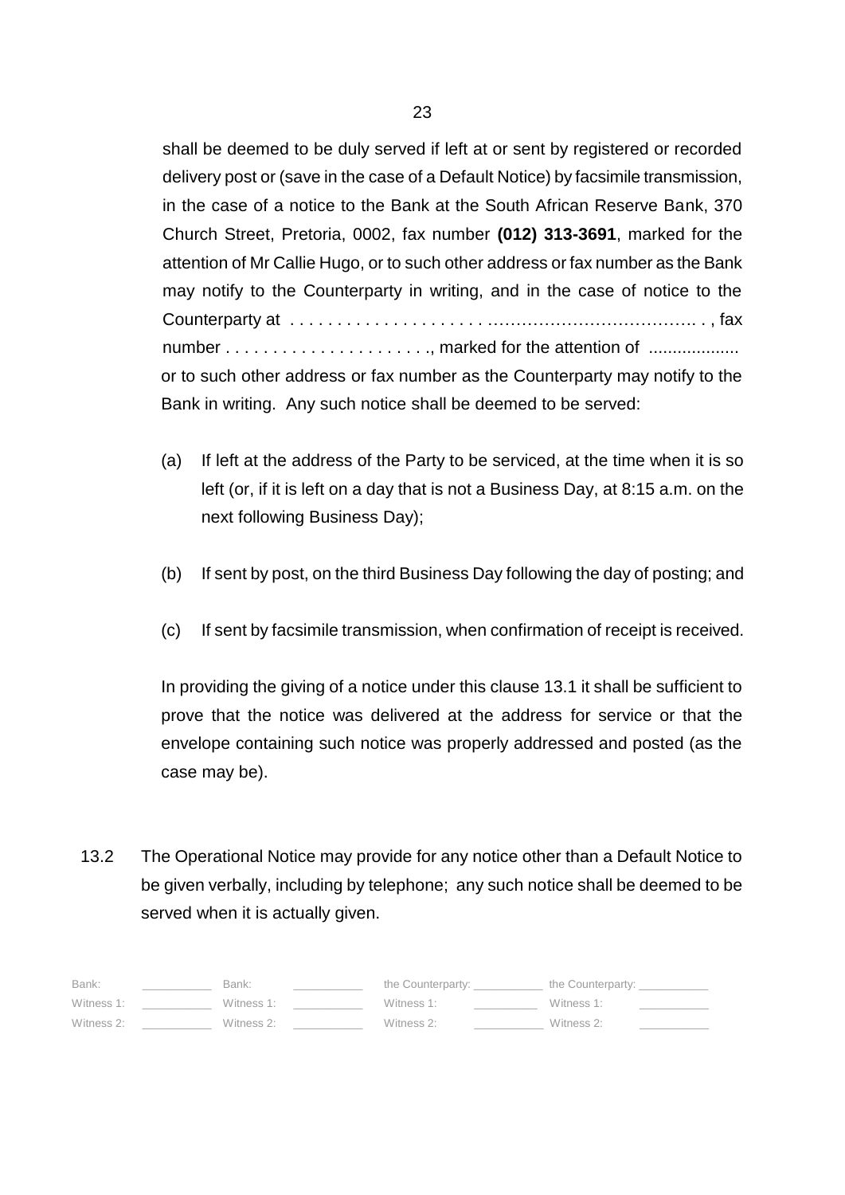shall be deemed to be duly served if left at or sent by registered or recorded delivery post or (save in the case of a Default Notice) by facsimile transmission, in the case of a notice to the Bank at the South African Reserve Bank, 370 Church Street, Pretoria, 0002, fax number **(012) 313-3691**, marked for the attention of Mr Callie Hugo, or to such other address or fax number as the Bank may notify to the Counterparty in writing, and in the case of notice to the Counterparty at . . . . . . . . . . . . . . . . . . . . . ………………………………. . , fax number . . . . . . . . . . . . . . . . . . . . . ., marked for the attention of ................... or to such other address or fax number as the Counterparty may notify to the Bank in writing. Any such notice shall be deemed to be served:

(a) If left at the address of the Party to be serviced, at the time when it is so left (or, if it is left on a day that is not a Business Day, at 8:15 a.m. on the next following Business Day);

(b) If sent by post, on the third Business Day following the day of posting; and

(c) If sent by facsimile transmission, when confirmation of receipt is received.

In providing the giving of a notice under this clause 13.1 it shall be sufficient to prove that the notice was delivered at the address for service or that the envelope containing such notice was properly addressed and posted (as the case may be).

13.2 The Operational Notice may provide for any notice other than a Default Notice to be given verbally, including by telephone; any such notice shall be deemed to be served when it is actually given.

| Bank: | ________ | Bank: | ________ | the Counterparty: | ________ | the Counterparty: | ________ |
|---|---|---|---|---|---|---|---|
| Witness 1: | ________ | Witness 1: | ________ | Witness 1: | ________ | Witness 1: | ________ |
| Witness 2: | ________ | Witness 2: | ________ | Witness 2: | ________ | Witness 2: | ________ |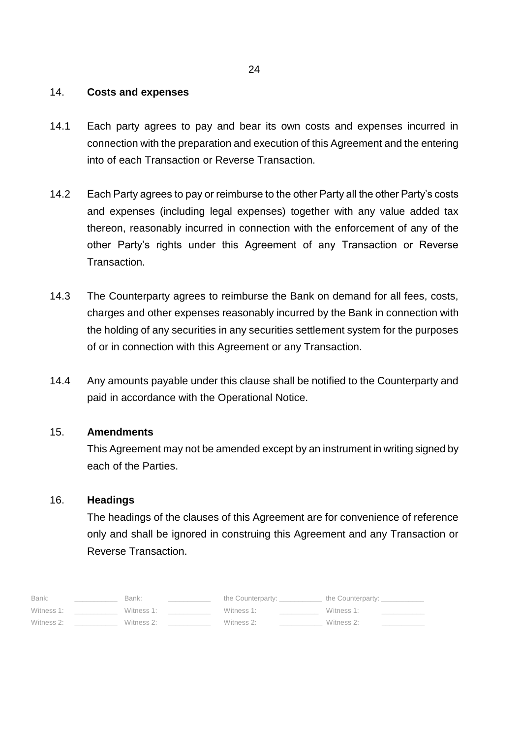## 14. Costs and expenses

14.1 Each party agrees to pay and bear its own costs and expenses incurred in connection with the preparation and execution of this Agreement and the entering into of each Transaction or Reverse Transaction.

14.2 Each Party agrees to pay or reimburse to the other Party all the other Party's costs and expenses (including legal expenses) together with any value added tax thereon, reasonably incurred in connection with the enforcement of any of the other Party's rights under this Agreement of any Transaction or Reverse Transaction.

14.3 The Counterparty agrees to reimburse the Bank on demand for all fees, costs, charges and other expenses reasonably incurred by the Bank in connection with the holding of any securities in any securities settlement system for the purposes of or in connection with this Agreement or any Transaction.

14.4 Any amounts payable under this clause shall be notified to the Counterparty and paid in accordance with the Operational Notice.

## 15. Amendments

This Agreement may not be amended except by an instrument in writing signed by each of the Parties.

## 16. Headings

The headings of the clauses of this Agreement are for convenience of reference only and shall be ignored in construing this Agreement and any Transaction or Reverse Transaction.

| Bank: | ________ | Bank: | ________ | the Counterparty: | ________ | the Counterparty: | ________ |
|---|---|---|---|---|---|---|---|
| Witness 1: | ________ | Witness 1: | ________ | Witness 1: | ________ | Witness 1: | ________ |
| Witness 2: | ________ | Witness 2: | ________ | Witness 2: | ________ | Witness 2: | ________ |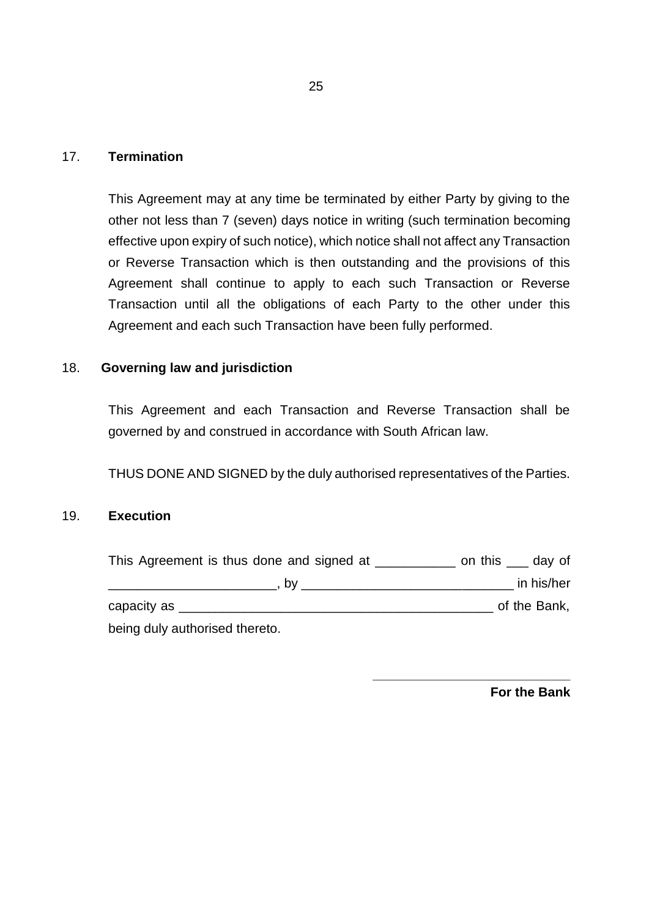## 17. **Termination**

This Agreement may at any time be terminated by either Party by giving to the other not less than 7 (seven) days notice in writing (such termination becoming effective upon expiry of such notice), which notice shall not affect any Transaction or Reverse Transaction which is then outstanding and the provisions of this Agreement shall continue to apply to each such Transaction or Reverse Transaction until all the obligations of each Party to the other under this Agreement and each such Transaction have been fully performed.

## 18. **Governing law and jurisdiction**

This Agreement and each Transaction and Reverse Transaction shall be governed by and construed in accordance with South African law.

THUS DONE AND SIGNED by the duly authorised representatives of the Parties.

## 19. **Execution**

This Agreement is thus done and signed at ___________ on this ___ day of _______________________, by _____________________________ in his/her capacity as ____________________________________________ of the Bank, being duly authorised thereto.

___________________________

**For the Bank**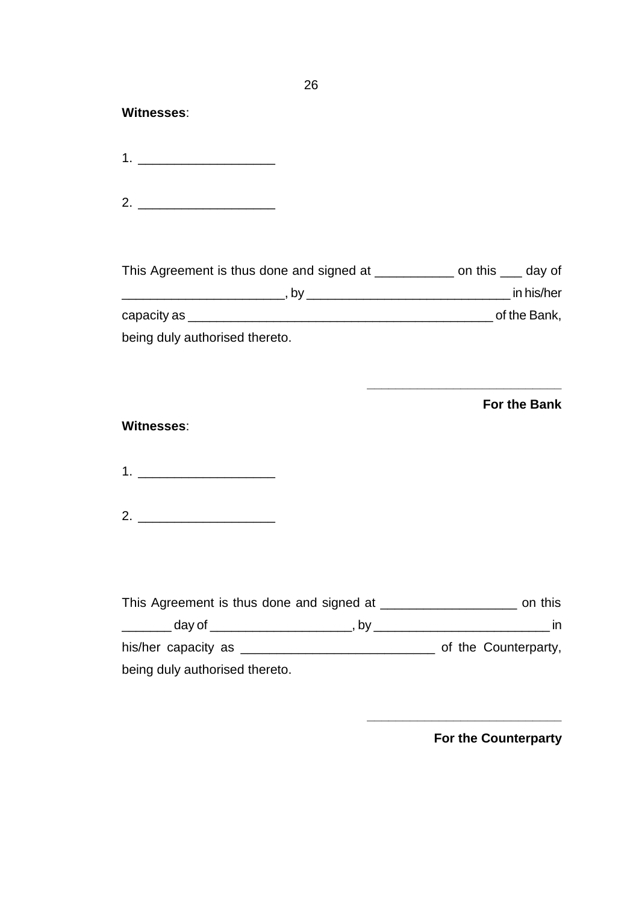**Witnesses**:

1. ___________________

2. ___________________

This Agreement is thus done and signed at ___________ on this ___ day of ______________________, by ____________________________ in his/her capacity as ____________________________________________ of the Bank, being duly authorised thereto.

____________________________

**For the Bank**

**Witnesses**:

1. ___________________

2. ___________________

This Agreement is thus done and signed at ___________________ on this _______ day of ___________________, by _________________________ in his/her capacity as ___________________________ of the Counterparty, being duly authorised thereto.

____________________________

**For the Counterparty**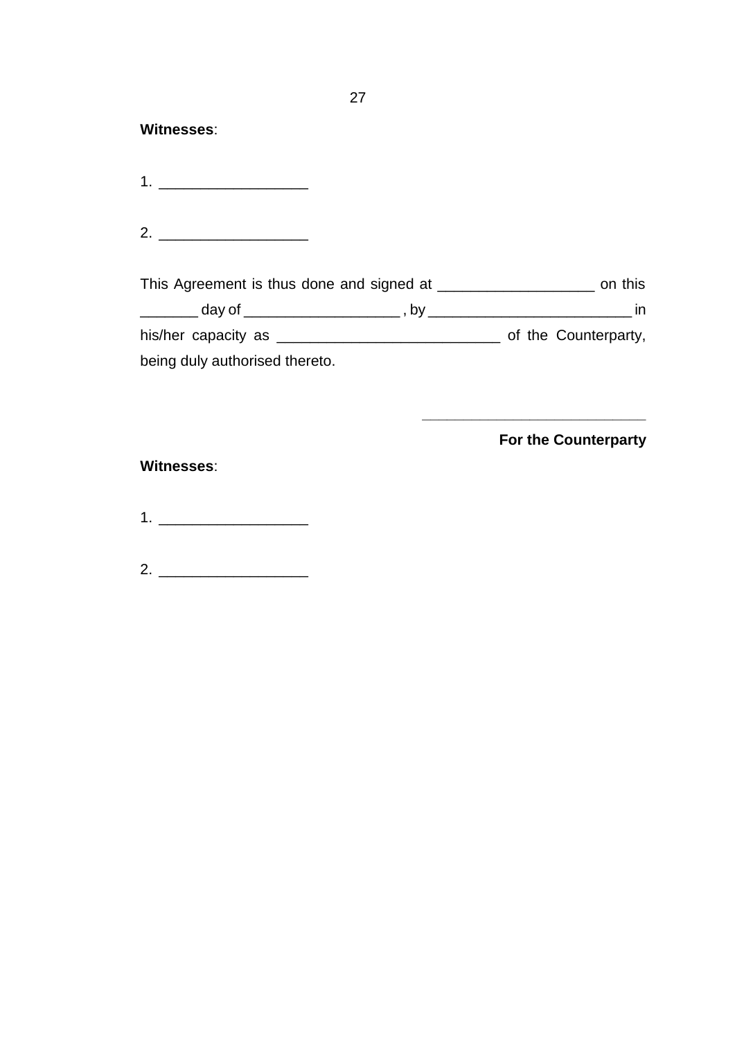**Witnesses**:

1. __________________

2. __________________

This Agreement is thus done and signed at ___________________ on this _______ day of ___________________ , by _________________________ in his/her capacity as ___________________________ of the Counterparty, being duly authorised thereto.

___________________________

**For the Counterparty**

**Witnesses**:

1. __________________

2. __________________